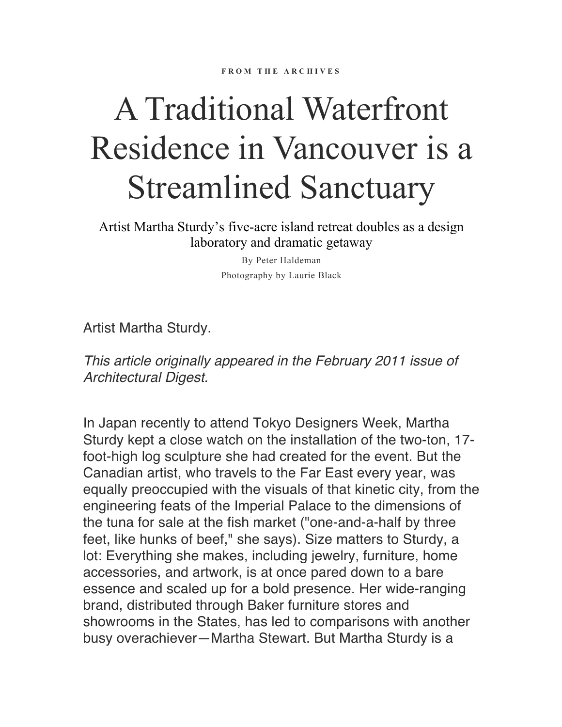FROM THE ARCHIVES

# A Traditional Waterfront Residence in Vancouver is a Streamlined Sanctuary

Artist Martha Sturdy's five-acre island retreat doubles as a design laboratory and dramatic getaway

By Peter Haldeman

Photography by Laurie Black

Artist Martha Sturdy.

*This article originally appeared in the February 2011 issue of Architectural Digest.*

In Japan recently to attend Tokyo Designers Week, Martha Sturdy kept a close watch on the installation of the two-ton, 17-foot-high log sculpture she had created for the event. But the Canadian artist, who travels to the Far East every year, was equally preoccupied with the visuals of that kinetic city, from the engineering feats of the Imperial Palace to the dimensions of the tuna for sale at the fish market ("one-and-a-half by three feet, like hunks of beef," she says). Size matters to Sturdy, a lot: Everything she makes, including jewelry, furniture, home accessories, and artwork, is at once pared down to a bare essence and scaled up for a bold presence. Her wide-ranging brand, distributed through Baker furniture stores and showrooms in the States, has led to comparisons with another busy overachiever—Martha Stewart. But Martha Sturdy is a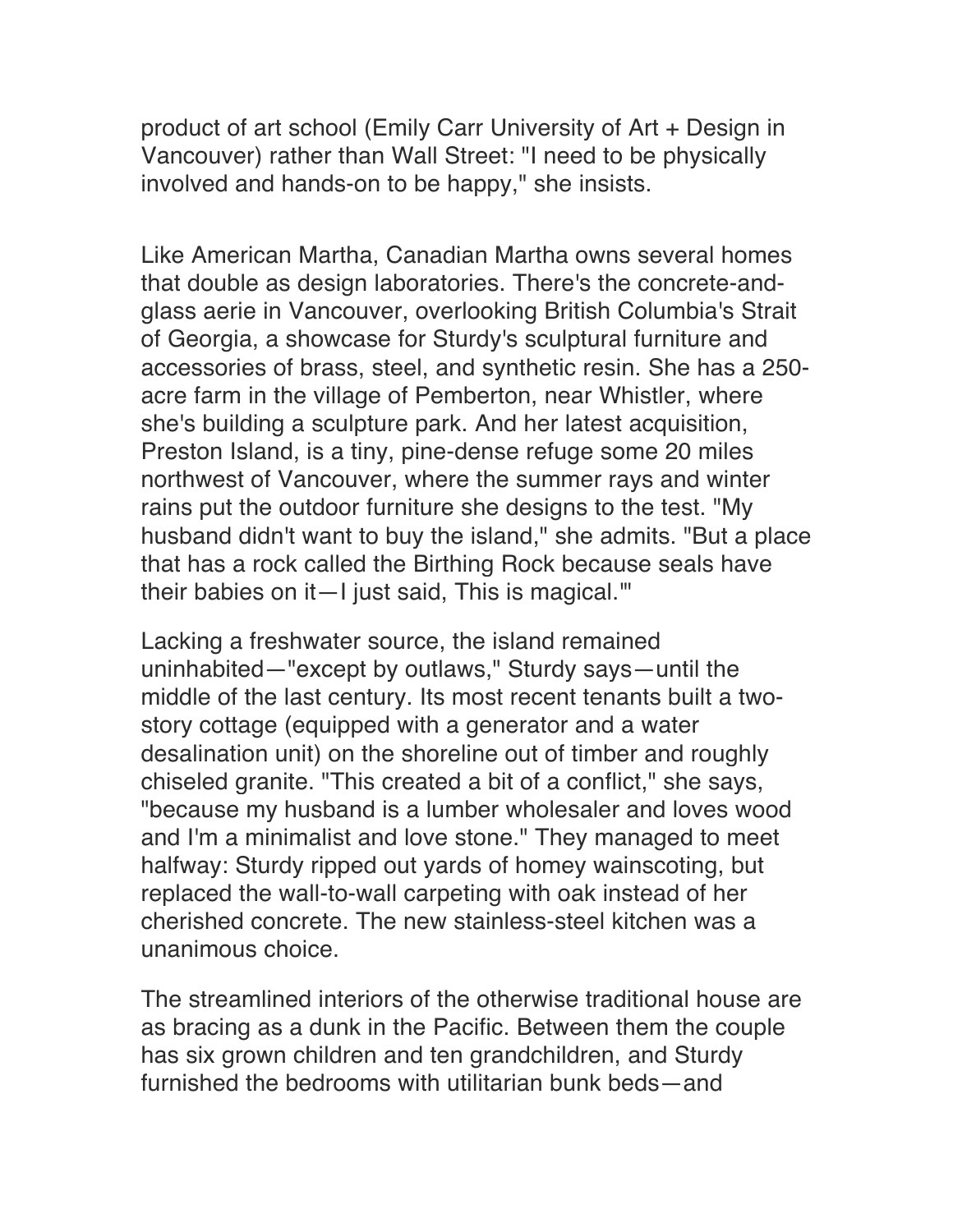product of art school (Emily Carr University of Art + Design in Vancouver) rather than Wall Street: "I need to be physically involved and hands-on to be happy," she insists.

Like American Martha, Canadian Martha owns several homes that double as design laboratories. There's the concrete-and-glass aerie in Vancouver, overlooking British Columbia's Strait of Georgia, a showcase for Sturdy's sculptural furniture and accessories of brass, steel, and synthetic resin. She has a 250-acre farm in the village of Pemberton, near Whistler, where she's building a sculpture park. And her latest acquisition, Preston Island, is a tiny, pine-dense refuge some 20 miles northwest of Vancouver, where the summer rays and winter rains put the outdoor furniture she designs to the test. "My husband didn't want to buy the island," she admits. "But a place that has a rock called the Birthing Rock because seals have their babies on it—I just said, This is magical.'"

Lacking a freshwater source, the island remained uninhabited—"except by outlaws," Sturdy says—until the middle of the last century. Its most recent tenants built a two-story cottage (equipped with a generator and a water desalination unit) on the shoreline out of timber and roughly chiseled granite. "This created a bit of a conflict," she says, "because my husband is a lumber wholesaler and loves wood and I'm a minimalist and love stone." They managed to meet halfway: Sturdy ripped out yards of homey wainscoting, but replaced the wall-to-wall carpeting with oak instead of her cherished concrete. The new stainless-steel kitchen was a unanimous choice.

The streamlined interiors of the otherwise traditional house are as bracing as a dunk in the Pacific. Between them the couple has six grown children and ten grandchildren, and Sturdy furnished the bedrooms with utilitarian bunk beds—and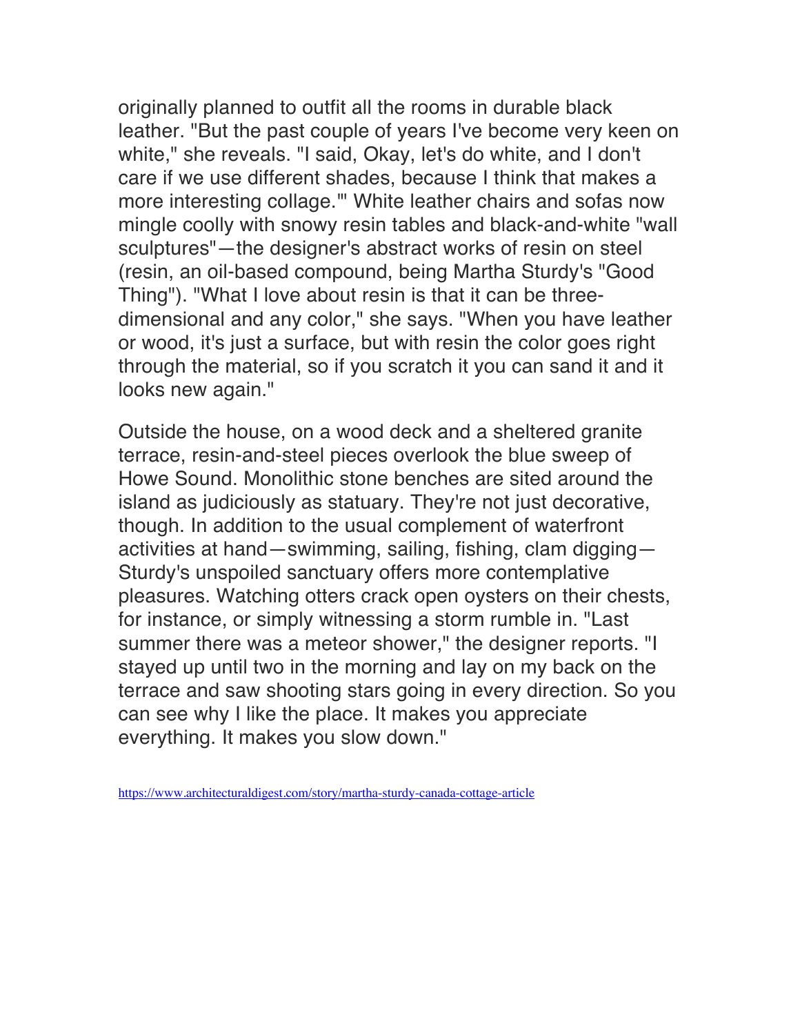originally planned to outfit all the rooms in durable black leather. "But the past couple of years I've become very keen on white," she reveals. "I said, Okay, let's do white, and I don't care if we use different shades, because I think that makes a more interesting collage.'" White leather chairs and sofas now mingle coolly with snowy resin tables and black-and-white "wall sculptures"—the designer's abstract works of resin on steel (resin, an oil-based compound, being Martha Sturdy's "Good Thing"). "What I love about resin is that it can be three-dimensional and any color," she says. "When you have leather or wood, it's just a surface, but with resin the color goes right through the material, so if you scratch it you can sand it and it looks new again."

Outside the house, on a wood deck and a sheltered granite terrace, resin-and-steel pieces overlook the blue sweep of Howe Sound. Monolithic stone benches are sited around the island as judiciously as statuary. They're not just decorative, though. In addition to the usual complement of waterfront activities at hand—swimming, sailing, fishing, clam digging—Sturdy's unspoiled sanctuary offers more contemplative pleasures. Watching otters crack open oysters on their chests, for instance, or simply witnessing a storm rumble in. "Last summer there was a meteor shower," the designer reports. "I stayed up until two in the morning and lay on my back on the terrace and saw shooting stars going in every direction. So you can see why I like the place. It makes you appreciate everything. It makes you slow down."

https://www.architecturaldigest.com/story/martha-sturdy-canada-cottage-article